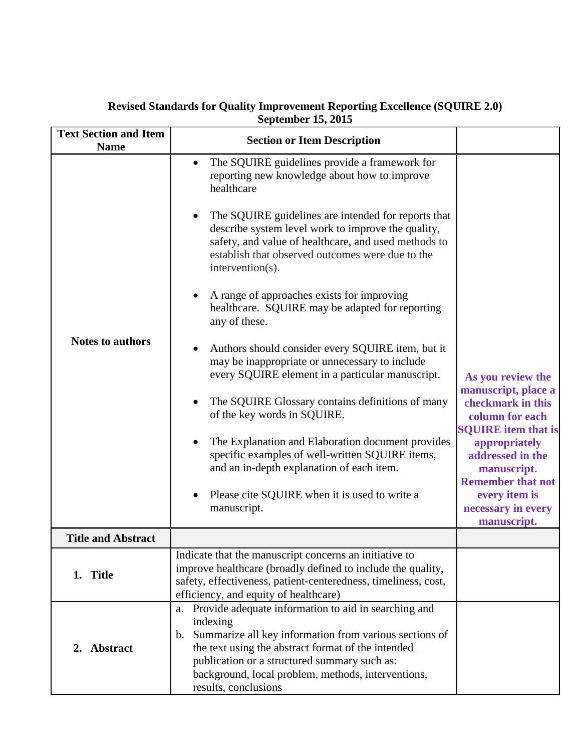**Revised Standards for Quality Improvement Reporting Excellence (SQUIRE 2.0)**
**September 15, 2015**

| Text Section and Item Name | Section or Item Description | |
|---|---|---|
| **Notes to authors** | • The SQUIRE guidelines provide a framework for reporting new knowledge about how to improve healthcare<br><br>• The SQUIRE guidelines are intended for reports that describe system level work to improve the quality, safety, and value of healthcare, and used methods to establish that observed outcomes were due to the intervention(s).<br><br>• A range of approaches exists for improving healthcare. SQUIRE may be adapted for reporting any of these.<br><br>• Authors should consider every SQUIRE item, but it may be inappropriate or unnecessary to include every SQUIRE element in a particular manuscript.<br><br>• The SQUIRE Glossary contains definitions of many of the key words in SQUIRE.<br><br>• The Explanation and Elaboration document provides specific examples of well-written SQUIRE items, and an in-depth explanation of each item.<br><br>• Please cite SQUIRE when it is used to write a manuscript. | **As you review the manuscript, place a checkmark in this column for each SQUIRE item that is appropriately addressed in the manuscript. Remember that not every item is necessary in every manuscript.** |
| **Title and Abstract** | | |
| **1. Title** | Indicate that the manuscript concerns an initiative to improve healthcare (broadly defined to include the quality, safety, effectiveness, patient-centeredness, timeliness, cost, efficiency, and equity of healthcare) | |
| **2. Abstract** | a. Provide adequate information to aid in searching and indexing<br>b. Summarize all key information from various sections of the text using the abstract format of the intended publication or a structured summary such as: background, local problem, methods, interventions, results, conclusions | |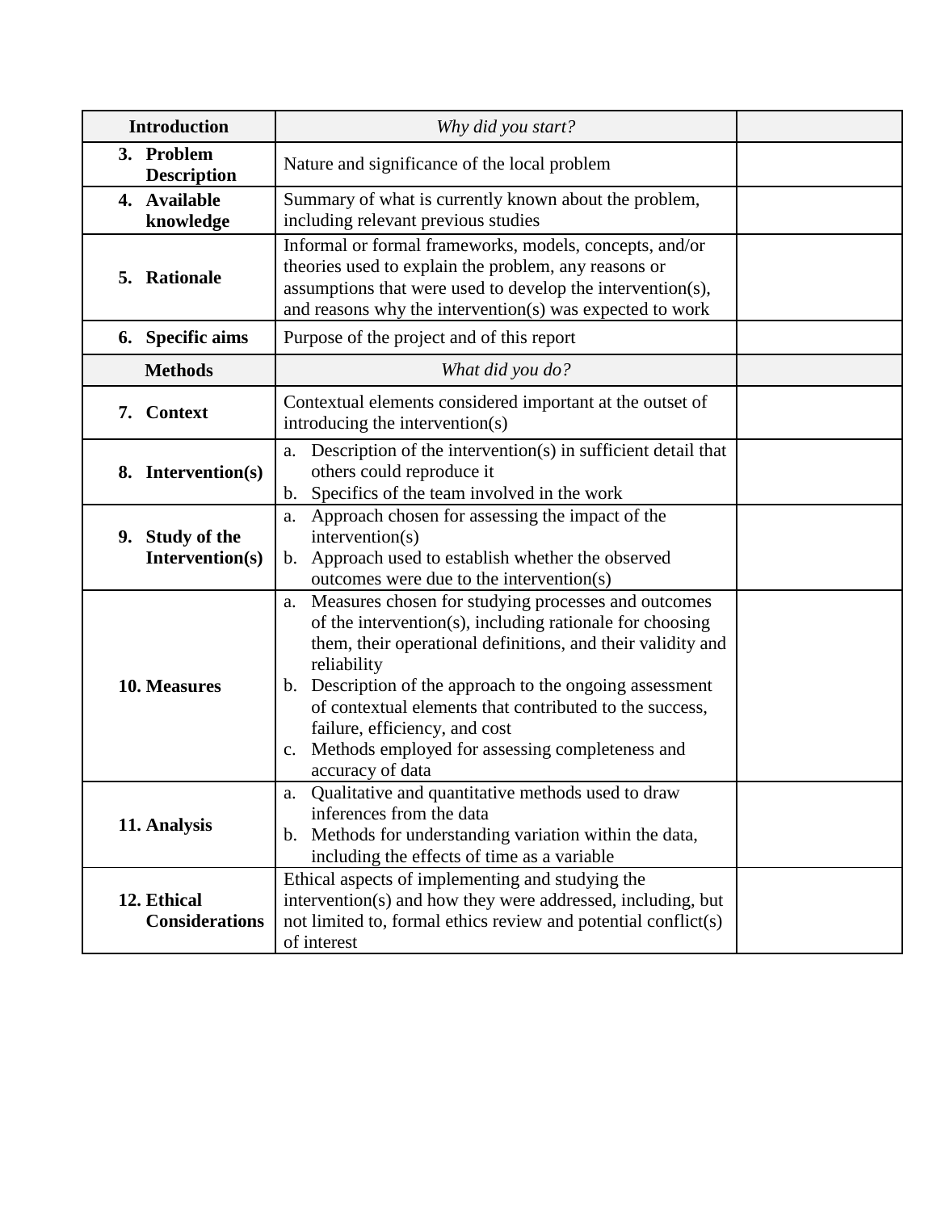| **Introduction** | *Why did you start?* | |
|---|---|---|
| **3. Problem Description** | Nature and significance of the local problem | |
| **4. Available knowledge** | Summary of what is currently known about the problem, including relevant previous studies | |
| **5. Rationale** | Informal or formal frameworks, models, concepts, and/or theories used to explain the problem, any reasons or assumptions that were used to develop the intervention(s), and reasons why the intervention(s) was expected to work | |
| **6. Specific aims** | Purpose of the project and of this report | |
| **Methods** | *What did you do?* | |
| **7. Context** | Contextual elements considered important at the outset of introducing the intervention(s) | |
| **8. Intervention(s)** | a. Description of the intervention(s) in sufficient detail that others could reproduce it<br>b. Specifics of the team involved in the work | |
| **9. Study of the Intervention(s)** | a. Approach chosen for assessing the impact of the intervention(s)<br>b. Approach used to establish whether the observed outcomes were due to the intervention(s) | |
| **10. Measures** | a. Measures chosen for studying processes and outcomes of the intervention(s), including rationale for choosing them, their operational definitions, and their validity and reliability<br>b. Description of the approach to the ongoing assessment of contextual elements that contributed to the success, failure, efficiency, and cost<br>c. Methods employed for assessing completeness and accuracy of data | |
| **11. Analysis** | a. Qualitative and quantitative methods used to draw inferences from the data<br>b. Methods for understanding variation within the data, including the effects of time as a variable | |
| **12. Ethical Considerations** | Ethical aspects of implementing and studying the intervention(s) and how they were addressed, including, but not limited to, formal ethics review and potential conflict(s) of interest | |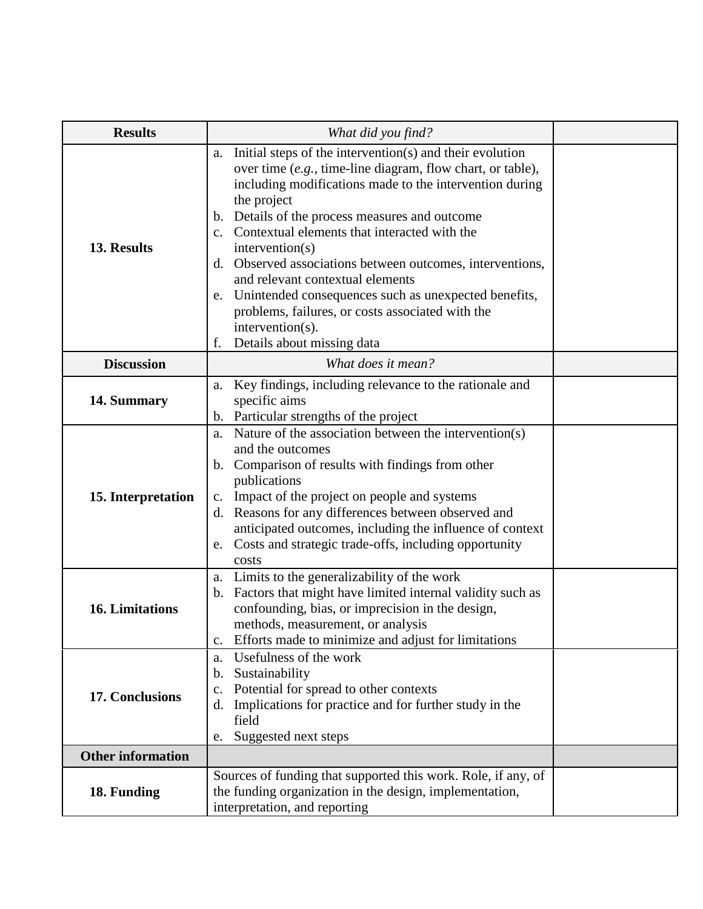| Results | *What did you find?* | |
|---|---|---|
| **13. Results** | a. Initial steps of the intervention(s) and their evolution over time (*e.g.*, time-line diagram, flow chart, or table), including modifications made to the intervention during the project<br>b. Details of the process measures and outcome<br>c. Contextual elements that interacted with the intervention(s)<br>d. Observed associations between outcomes, interventions, and relevant contextual elements<br>e. Unintended consequences such as unexpected benefits, problems, failures, or costs associated with the intervention(s).<br>f. Details about missing data | |
| **Discussion** | *What does it mean?* | |
| **14. Summary** | a. Key findings, including relevance to the rationale and specific aims<br>b. Particular strengths of the project | |
| **15. Interpretation** | a. Nature of the association between the intervention(s) and the outcomes<br>b. Comparison of results with findings from other publications<br>c. Impact of the project on people and systems<br>d. Reasons for any differences between observed and anticipated outcomes, including the influence of context<br>e. Costs and strategic trade-offs, including opportunity costs | |
| **16. Limitations** | a. Limits to the generalizability of the work<br>b. Factors that might have limited internal validity such as confounding, bias, or imprecision in the design, methods, measurement, or analysis<br>c. Efforts made to minimize and adjust for limitations | |
| **17. Conclusions** | a. Usefulness of the work<br>b. Sustainability<br>c. Potential for spread to other contexts<br>d. Implications for practice and for further study in the field<br>e. Suggested next steps | |
| **Other information** | | |
| **18. Funding** | Sources of funding that supported this work. Role, if any, of the funding organization in the design, implementation, interpretation, and reporting | |